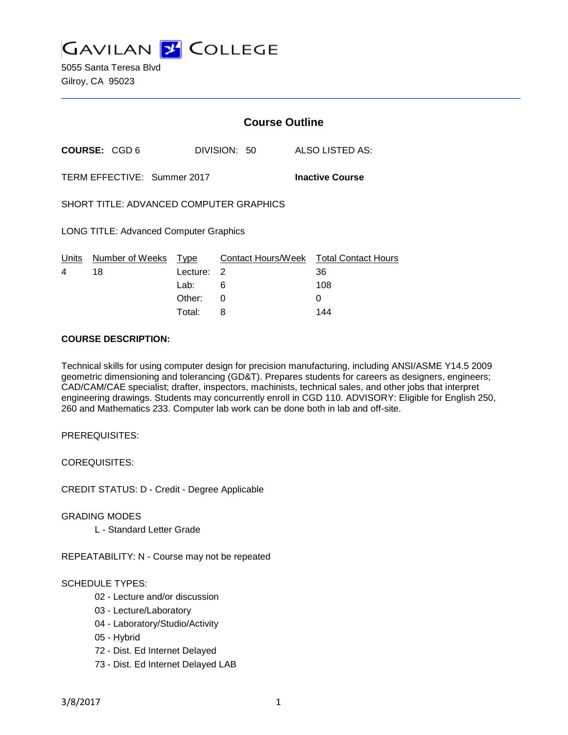# GAVILAN COLLEGE

5055 Santa Teresa Blvd
Gilroy, CA 95023

## Course Outline

**COURSE:** CGD 6 DIVISION: 50 ALSO LISTED AS:

TERM EFFECTIVE: Summer 2017 **Inactive Course**

SHORT TITLE: ADVANCED COMPUTER GRAPHICS

LONG TITLE: Advanced Computer Graphics

| Units | Number of Weeks | Type | Contact Hours/Week | Total Contact Hours |
|---|---|---|---|---|
| 4 | 18 | Lecture: | 2 | 36 |
| | | Lab: | 6 | 108 |
| | | Other: | 0 | 0 |
| | | Total: | 8 | 144 |

**COURSE DESCRIPTION:**

Technical skills for using computer design for precision manufacturing, including ANSI/ASME Y14.5 2009 geometric dimensioning and tolerancing (GD&T). Prepares students for careers as designers, engineers; CAD/CAM/CAE specialist; drafter, inspectors, machinists, technical sales, and other jobs that interpret engineering drawings. Students may concurrently enroll in CGD 110. ADVISORY: Eligible for English 250, 260 and Mathematics 233. Computer lab work can be done both in lab and off-site.

PREREQUISITES:

COREQUISITES:

CREDIT STATUS: D - Credit - Degree Applicable

GRADING MODES

- L - Standard Letter Grade

REPEATABILITY: N - Course may not be repeated

SCHEDULE TYPES:

- 02 - Lecture and/or discussion
- 03 - Lecture/Laboratory
- 04 - Laboratory/Studio/Activity
- 05 - Hybrid
- 72 - Dist. Ed Internet Delayed
- 73 - Dist. Ed Internet Delayed LAB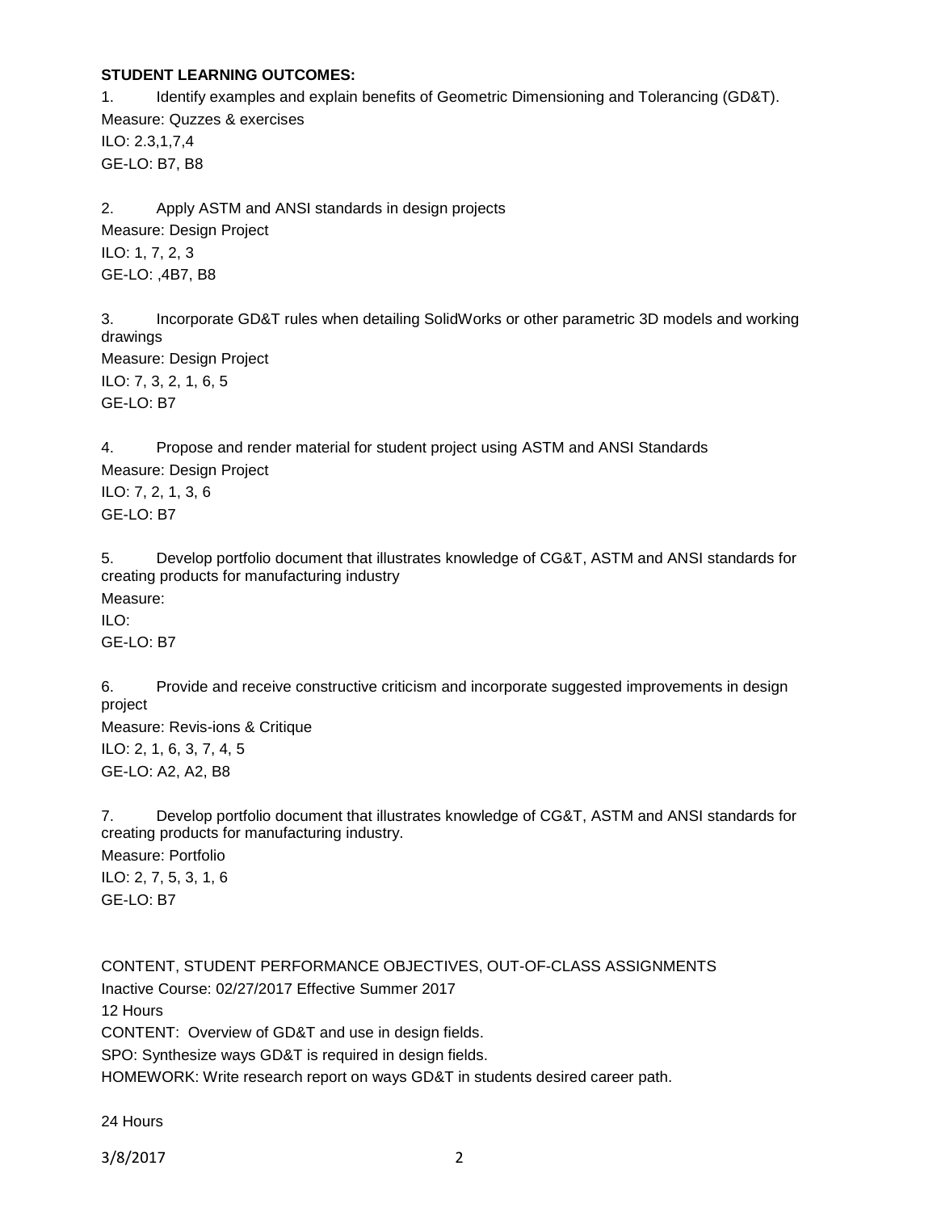**STUDENT LEARNING OUTCOMES:**

1. Identify examples and explain benefits of Geometric Dimensioning and Tolerancing (GD&T).
Measure: Quzzes & exercises
ILO: 2.3,1,7,4
GE-LO: B7, B8

2. Apply ASTM and ANSI standards in design projects
Measure: Design Project
ILO: 1, 7, 2, 3
GE-LO: ,4B7, B8

3. Incorporate GD&T rules when detailing SolidWorks or other parametric 3D models and working drawings
Measure: Design Project
ILO: 7, 3, 2, 1, 6, 5
GE-LO: B7

4. Propose and render material for student project using ASTM and ANSI Standards
Measure: Design Project
ILO: 7, 2, 1, 3, 6
GE-LO: B7

5. Develop portfolio document that illustrates knowledge of CG&T, ASTM and ANSI standards for creating products for manufacturing industry
Measure:
ILO:
GE-LO: B7

6. Provide and receive constructive criticism and incorporate suggested improvements in design project
Measure: Revis-ions & Critique
ILO: 2, 1, 6, 3, 7, 4, 5
GE-LO: A2, A2, B8

7. Develop portfolio document that illustrates knowledge of CG&T, ASTM and ANSI standards for creating products for manufacturing industry.
Measure: Portfolio
ILO: 2, 7, 5, 3, 1, 6
GE-LO: B7

CONTENT, STUDENT PERFORMANCE OBJECTIVES, OUT-OF-CLASS ASSIGNMENTS
Inactive Course: 02/27/2017 Effective Summer 2017
12 Hours
CONTENT: Overview of GD&T and use in design fields.
SPO: Synthesize ways GD&T is required in design fields.
HOMEWORK: Write research report on ways GD&T in students desired career path.

24 Hours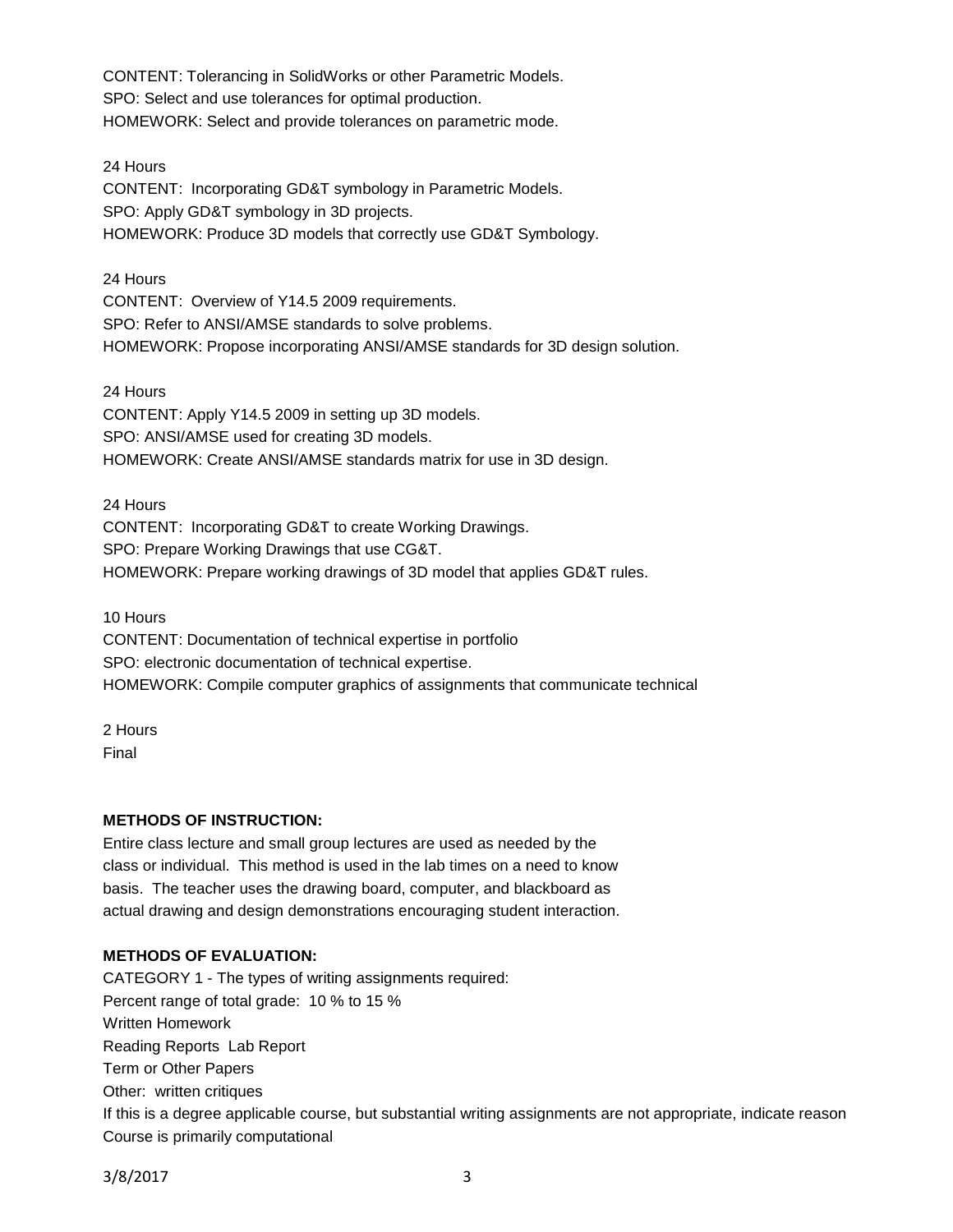CONTENT: Tolerancing in SolidWorks or other Parametric Models.
SPO: Select and use tolerances for optimal production.
HOMEWORK: Select and provide tolerances on parametric mode.

24 Hours
CONTENT: Incorporating GD&T symbology in Parametric Models.
SPO: Apply GD&T symbology in 3D projects.
HOMEWORK: Produce 3D models that correctly use GD&T Symbology.

24 Hours
CONTENT: Overview of Y14.5 2009 requirements.
SPO: Refer to ANSI/AMSE standards to solve problems.
HOMEWORK: Propose incorporating ANSI/AMSE standards for 3D design solution.

24 Hours
CONTENT: Apply Y14.5 2009 in setting up 3D models.
SPO: ANSI/AMSE used for creating 3D models.
HOMEWORK: Create ANSI/AMSE standards matrix for use in 3D design.

24 Hours
CONTENT: Incorporating GD&T to create Working Drawings.
SPO: Prepare Working Drawings that use CG&T.
HOMEWORK: Prepare working drawings of 3D model that applies GD&T rules.

10 Hours
CONTENT: Documentation of technical expertise in portfolio
SPO: electronic documentation of technical expertise.
HOMEWORK: Compile computer graphics of assignments that communicate technical

2 Hours
Final

**METHODS OF INSTRUCTION:**
Entire class lecture and small group lectures are used as needed by the class or individual. This method is used in the lab times on a need to know basis. The teacher uses the drawing board, computer, and blackboard as actual drawing and design demonstrations encouraging student interaction.

**METHODS OF EVALUATION:**
CATEGORY 1 - The types of writing assignments required:
Percent range of total grade: 10 % to 15 %
Written Homework
Reading Reports Lab Report
Term or Other Papers
Other: written critiques
If this is a degree applicable course, but substantial writing assignments are not appropriate, indicate reason
Course is primarily computational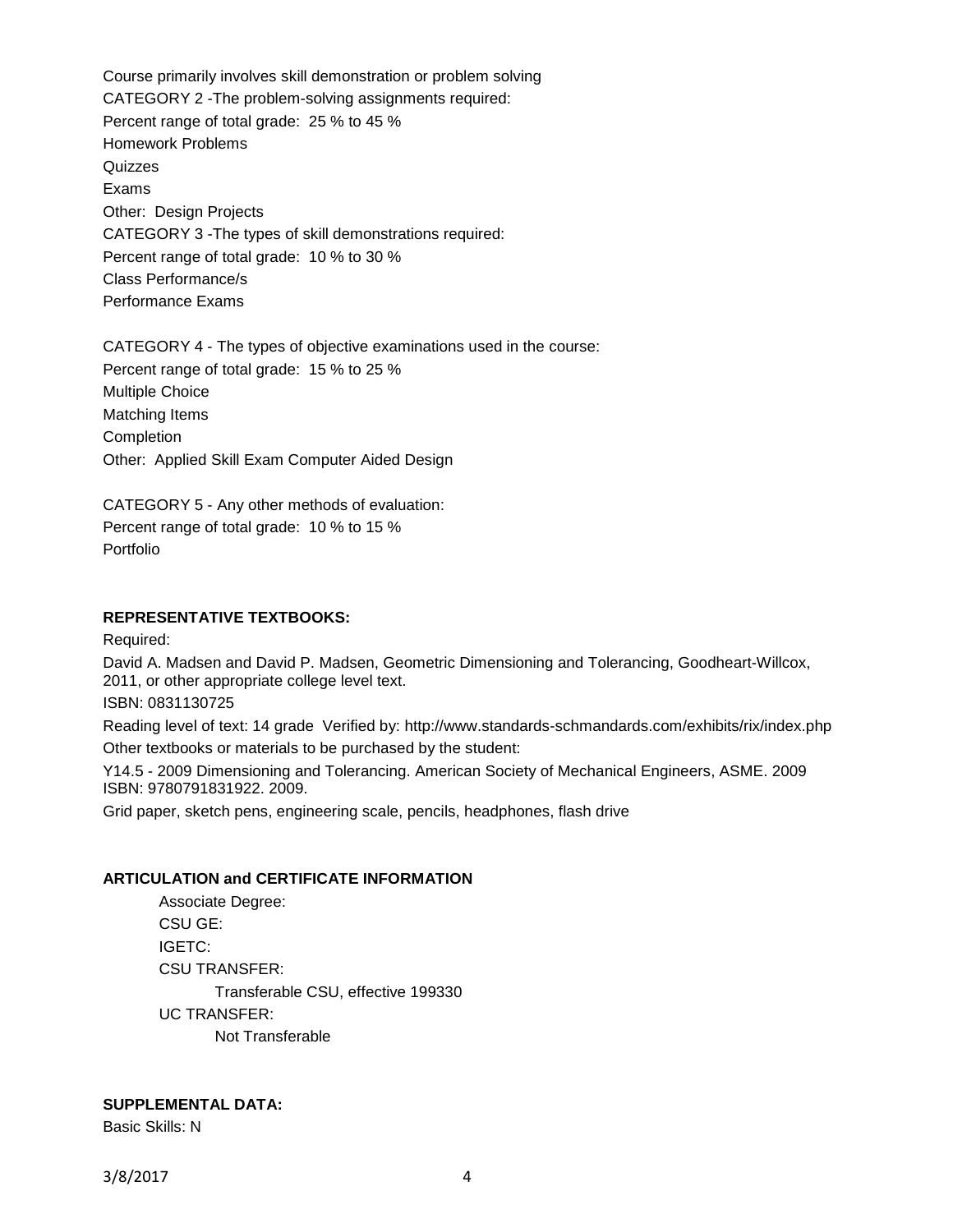Course primarily involves skill demonstration or problem solving

CATEGORY 2 -The problem-solving assignments required:

Percent range of total grade: 25 % to 45 %

Homework Problems

Quizzes

Exams

Other: Design Projects

CATEGORY 3 -The types of skill demonstrations required:

Percent range of total grade: 10 % to 30 %

Class Performance/s

Performance Exams

CATEGORY 4 - The types of objective examinations used in the course:

Percent range of total grade: 15 % to 25 %

Multiple Choice

Matching Items

Completion

Other: Applied Skill Exam Computer Aided Design

CATEGORY 5 - Any other methods of evaluation:

Percent range of total grade: 10 % to 15 %

Portfolio

**REPRESENTATIVE TEXTBOOKS:**

Required:

David A. Madsen and David P. Madsen, Geometric Dimensioning and Tolerancing, Goodheart-Willcox, 2011, or other appropriate college level text.

ISBN: 0831130725

Reading level of text: 14 grade Verified by: http://www.standards-schmandards.com/exhibits/rix/index.php

Other textbooks or materials to be purchased by the student:

Y14.5 - 2009 Dimensioning and Tolerancing. American Society of Mechanical Engineers, ASME. 2009 ISBN: 9780791831922. 2009.

Grid paper, sketch pens, engineering scale, pencils, headphones, flash drive

**ARTICULATION and CERTIFICATE INFORMATION**

Associate Degree:

CSU GE:

IGETC:

CSU TRANSFER:

Transferable CSU, effective 199330

UC TRANSFER:

Not Transferable

**SUPPLEMENTAL DATA:**

Basic Skills: N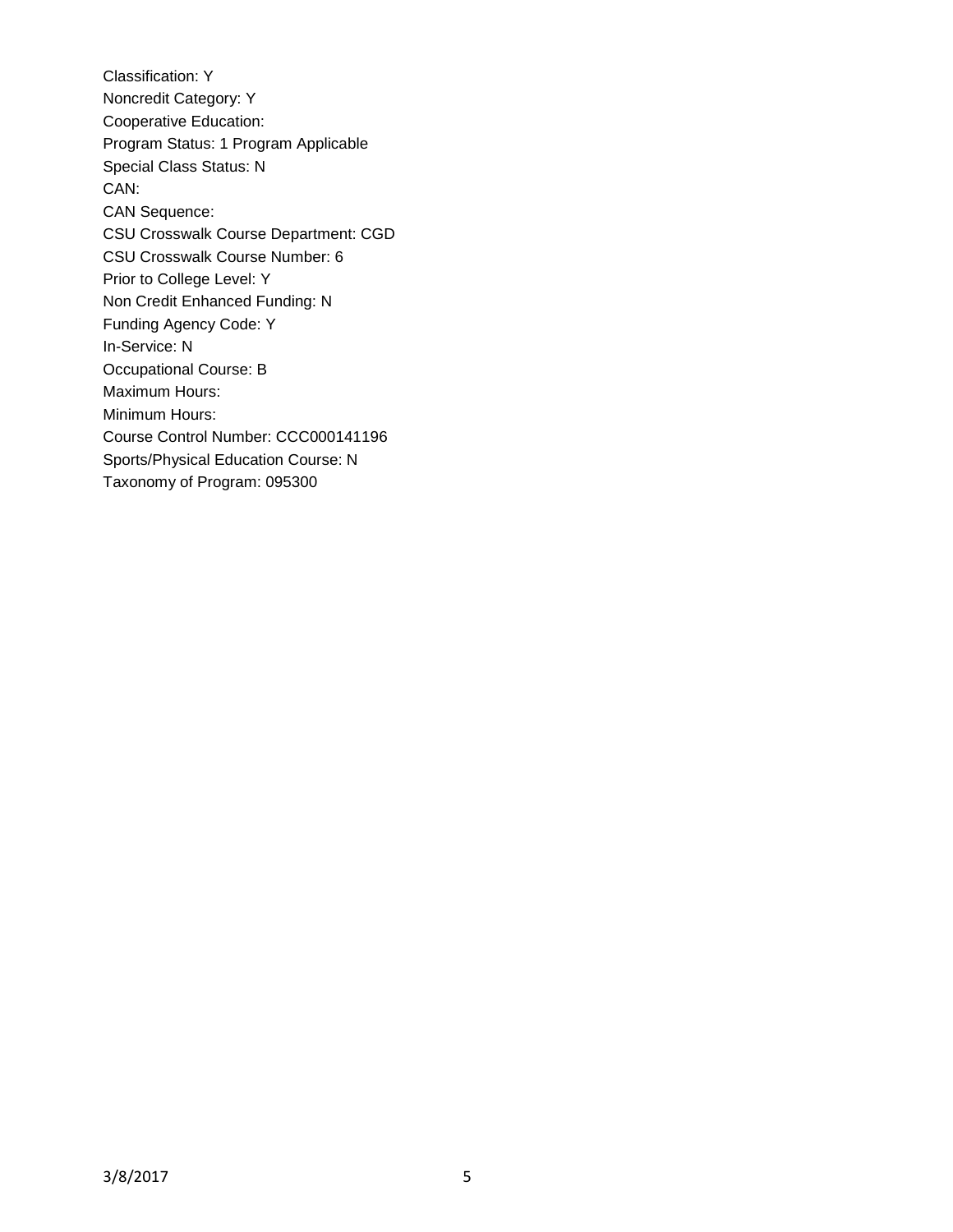Classification: Y
Noncredit Category: Y
Cooperative Education:
Program Status: 1 Program Applicable
Special Class Status: N
CAN:
CAN Sequence:
CSU Crosswalk Course Department: CGD
CSU Crosswalk Course Number: 6
Prior to College Level: Y
Non Credit Enhanced Funding: N
Funding Agency Code: Y
In-Service: N
Occupational Course: B
Maximum Hours:
Minimum Hours:
Course Control Number: CCC000141196
Sports/Physical Education Course: N
Taxonomy of Program: 095300